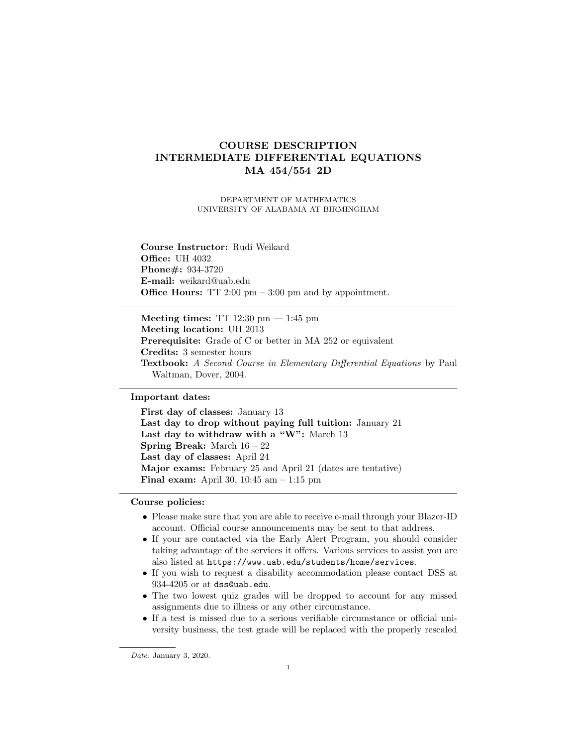# COURSE DESCRIPTION
# INTERMEDIATE DIFFERENTIAL EQUATIONS
# MA 454/554–2D

DEPARTMENT OF MATHEMATICS
UNIVERSITY OF ALABAMA AT BIRMINGHAM

**Course Instructor:** Rudi Weikard
**Office:** UH 4032
**Phone#:** 934-3720
**E-mail:** weikard@uab.edu
**Office Hours:** TT 2:00 pm – 3:00 pm and by appointment.

---

**Meeting times:** TT 12:30 pm — 1:45 pm
**Meeting location:** UH 2013
**Prerequisite:** Grade of C or better in MA 252 or equivalent
**Credits:** 3 semester hours
**Textbook:** *A Second Course in Elementary Differential Equations* by Paul Waltman, Dover, 2004.

---

**Important dates:**

**First day of classes:** January 13
**Last day to drop without paying full tuition:** January 21
**Last day to withdraw with a "W":** March 13
**Spring Break:** March 16 – 22
**Last day of classes:** April 24
**Major exams:** February 25 and April 21 (dates are tentative)
**Final exam:** April 30, 10:45 am – 1:15 pm

---

**Course policies:**

- Please make sure that you are able to receive e-mail through your Blazer-ID account. Official course announcements may be sent to that address.
- If your are contacted via the Early Alert Program, you should consider taking advantage of the services it offers. Various services to assist you are also listed at `https://www.uab.edu/students/home/services`.
- If you wish to request a disability accommodation please contact DSS at 934-4205 or at `dss@uab.edu`.
- The two lowest quiz grades will be dropped to account for any missed assignments due to illness or any other circumstance.
- If a test is missed due to a serious verifiable circumstance or official university business, the test grade will be replaced with the properly rescaled

*Date*: January 3, 2020.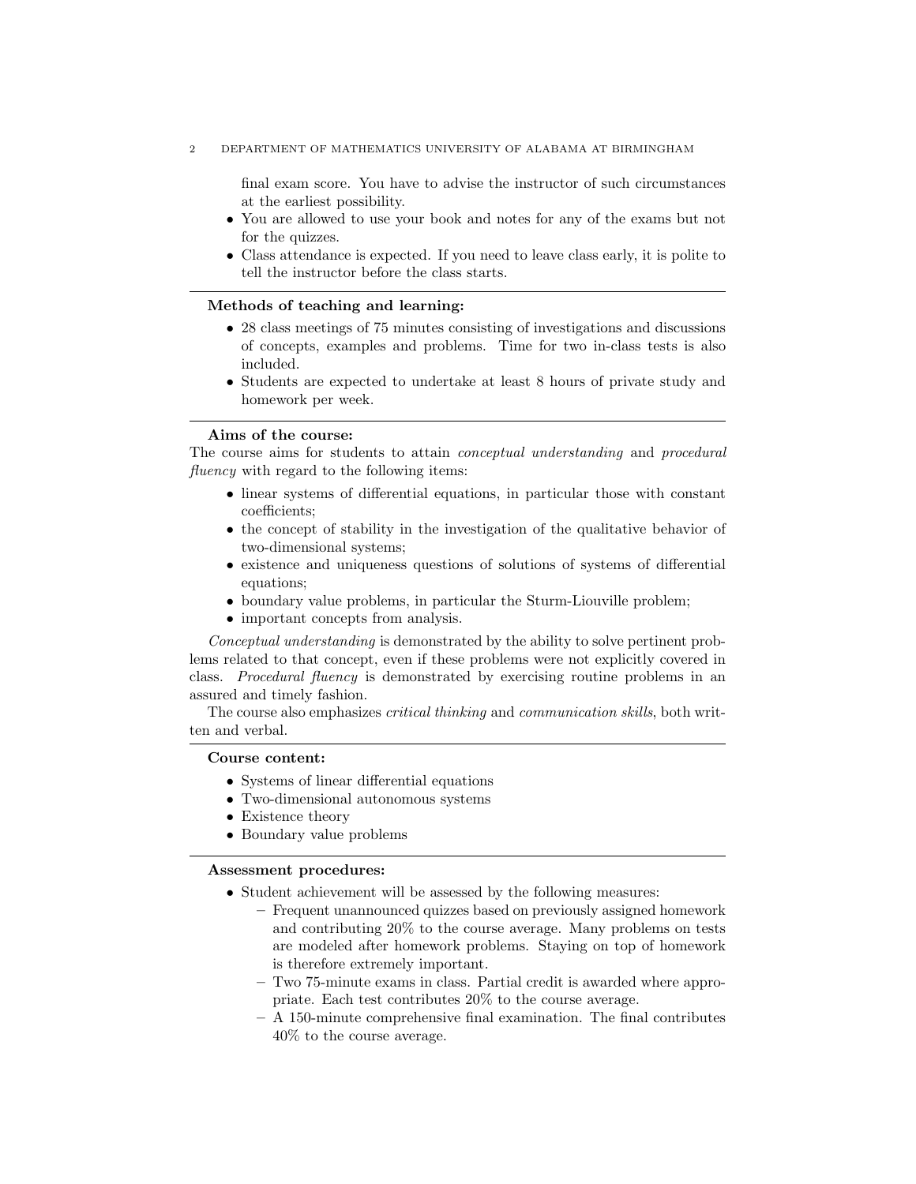final exam score. You have to advise the instructor of such circumstances at the earliest possibility.

- You are allowed to use your book and notes for any of the exams but not for the quizzes.
- Class attendance is expected. If you need to leave class early, it is polite to tell the instructor before the class starts.

---

**Methods of teaching and learning:**

- 28 class meetings of 75 minutes consisting of investigations and discussions of concepts, examples and problems. Time for two in-class tests is also included.
- Students are expected to undertake at least 8 hours of private study and homework per week.

---

**Aims of the course:**

The course aims for students to attain *conceptual understanding* and *procedural fluency* with regard to the following items:

- linear systems of differential equations, in particular those with constant coefficients;
- the concept of stability in the investigation of the qualitative behavior of two-dimensional systems;
- existence and uniqueness questions of solutions of systems of differential equations;
- boundary value problems, in particular the Sturm-Liouville problem;
- important concepts from analysis.

*Conceptual understanding* is demonstrated by the ability to solve pertinent problems related to that concept, even if these problems were not explicitly covered in class. *Procedural fluency* is demonstrated by exercising routine problems in an assured and timely fashion.

The course also emphasizes *critical thinking* and *communication skills*, both written and verbal.

---

**Course content:**

- Systems of linear differential equations
- Two-dimensional autonomous systems
- Existence theory
- Boundary value problems

---

**Assessment procedures:**

- Student achievement will be assessed by the following measures:
  - Frequent unannounced quizzes based on previously assigned homework and contributing 20% to the course average. Many problems on tests are modeled after homework problems. Staying on top of homework is therefore extremely important.
  - Two 75-minute exams in class. Partial credit is awarded where appropriate. Each test contributes 20% to the course average.
  - A 150-minute comprehensive final examination. The final contributes 40% to the course average.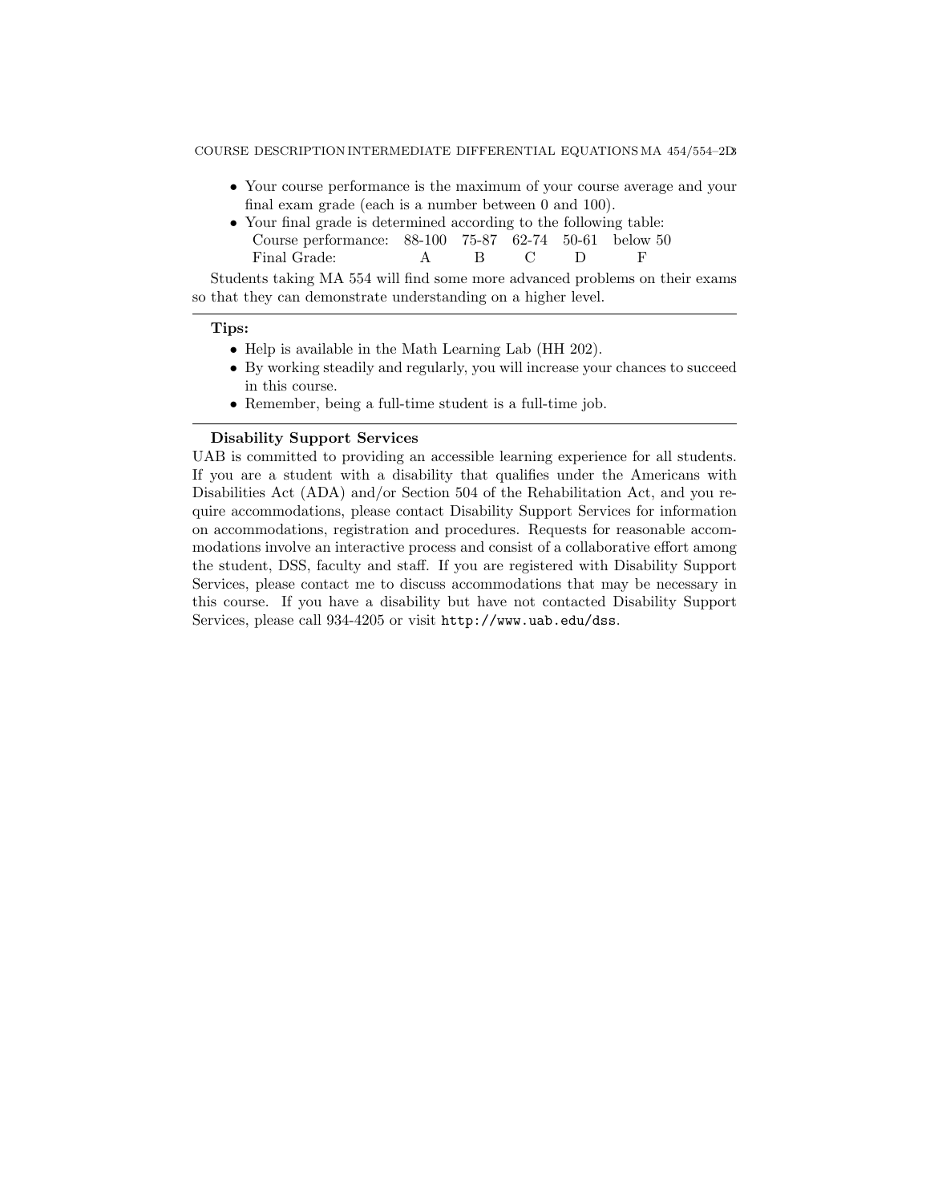- Your course performance is the maximum of your course average and your final exam grade (each is a number between 0 and 100).
- Your final grade is determined according to the following table:

| Course performance: | 88-100 | 75-87 | 62-74 | 50-61 | below 50 |
|---|---|---|---|---|---|
| Final Grade: | A | B | C | D | F |

Students taking MA 554 will find some more advanced problems on their exams so that they can demonstrate understanding on a higher level.

---

**Tips:**

- Help is available in the Math Learning Lab (HH 202).
- By working steadily and regularly, you will increase your chances to succeed in this course.
- Remember, being a full-time student is a full-time job.

---

**Disability Support Services**

UAB is committed to providing an accessible learning experience for all students. If you are a student with a disability that qualifies under the Americans with Disabilities Act (ADA) and/or Section 504 of the Rehabilitation Act, and you require accommodations, please contact Disability Support Services for information on accommodations, registration and procedures. Requests for reasonable accommodations involve an interactive process and consist of a collaborative effort among the student, DSS, faculty and staff. If you are registered with Disability Support Services, please contact me to discuss accommodations that may be necessary in this course. If you have a disability but have not contacted Disability Support Services, please call 934-4205 or visit `http://www.uab.edu/dss`.